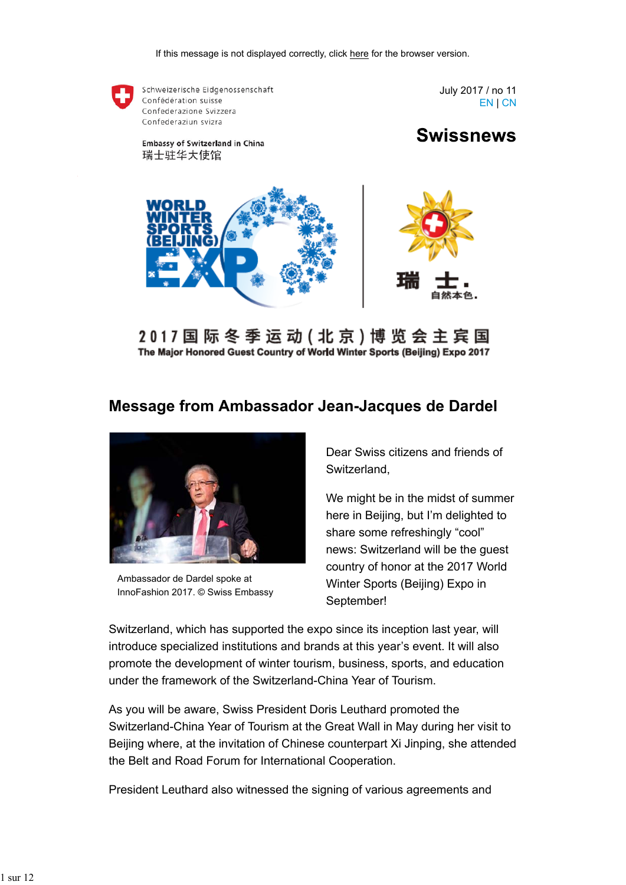If this message is not displayed correctly, click here for the browser version.

Schweizerische Eidgenossenschaft
Confédération suisse
Confederazione Svizzera
Confederaziun svizra

Embassy of Switzerland in China
瑞士驻华大使馆

July 2017 / no 11
EN | CN

# Swissnews

2017国际冬季运动(北京)博览会主宾国
The Major Honored Guest Country of World Winter Sports (Beijing) Expo 2017

## Message from Ambassador Jean-Jacques de Dardel

Ambassador de Dardel spoke at InnoFashion 2017. © Swiss Embassy

Dear Swiss citizens and friends of Switzerland,

We might be in the midst of summer here in Beijing, but I'm delighted to share some refreshingly "cool" news: Switzerland will be the guest country of honor at the 2017 World Winter Sports (Beijing) Expo in September!

Switzerland, which has supported the expo since its inception last year, will introduce specialized institutions and brands at this year's event. It will also promote the development of winter tourism, business, sports, and education under the framework of the Switzerland-China Year of Tourism.

As you will be aware, Swiss President Doris Leuthard promoted the Switzerland-China Year of Tourism at the Great Wall in May during her visit to Beijing where, at the invitation of Chinese counterpart Xi Jinping, she attended the Belt and Road Forum for International Cooperation.

President Leuthard also witnessed the signing of various agreements and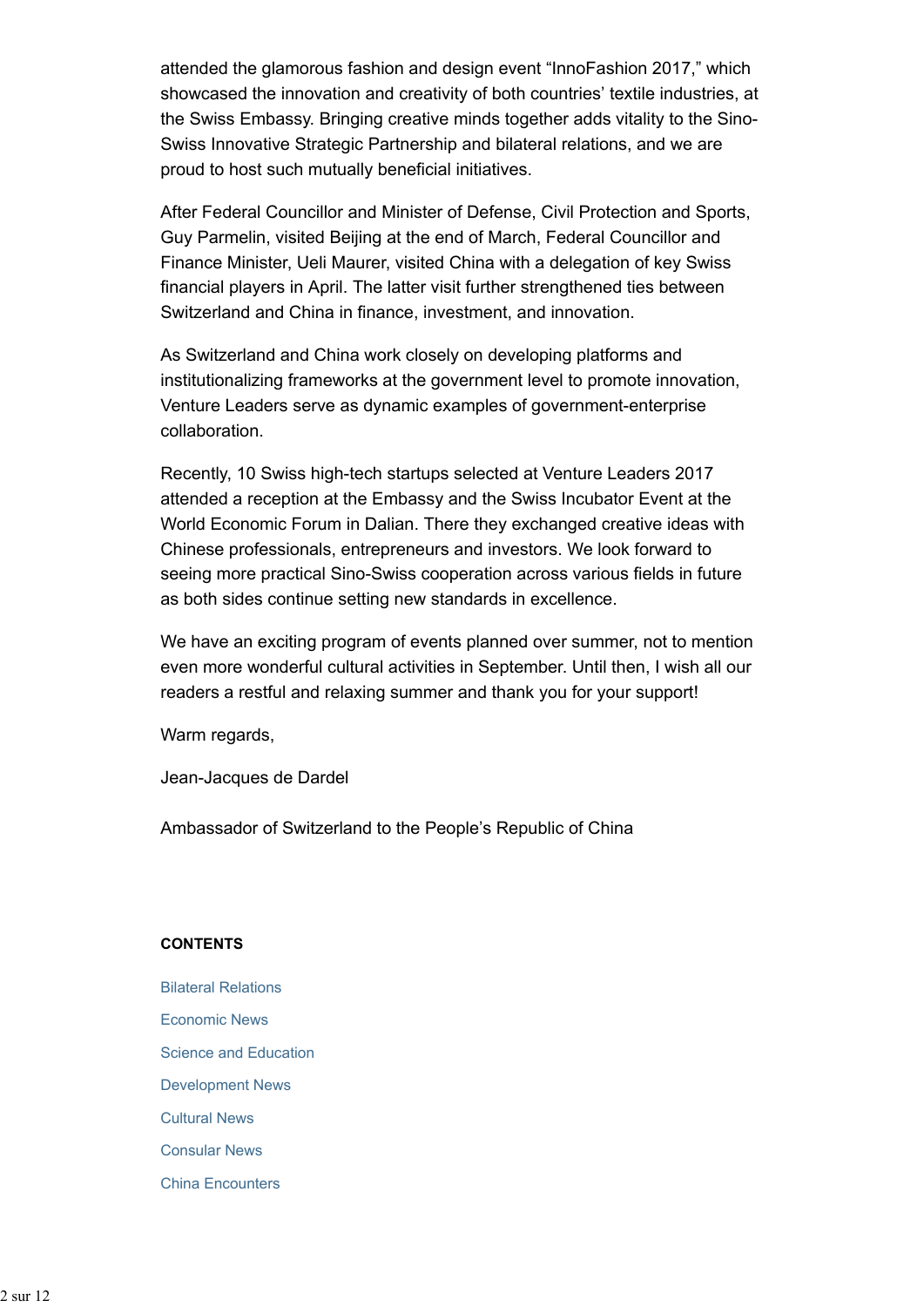attended the glamorous fashion and design event “InnoFashion 2017,” which showcased the innovation and creativity of both countries’ textile industries, at the Swiss Embassy. Bringing creative minds together adds vitality to the Sino-Swiss Innovative Strategic Partnership and bilateral relations, and we are proud to host such mutually beneficial initiatives.

After Federal Councillor and Minister of Defense, Civil Protection and Sports, Guy Parmelin, visited Beijing at the end of March, Federal Councillor and Finance Minister, Ueli Maurer, visited China with a delegation of key Swiss financial players in April. The latter visit further strengthened ties between Switzerland and China in finance, investment, and innovation.

As Switzerland and China work closely on developing platforms and institutionalizing frameworks at the government level to promote innovation, Venture Leaders serve as dynamic examples of government-enterprise collaboration.

Recently, 10 Swiss high-tech startups selected at Venture Leaders 2017 attended a reception at the Embassy and the Swiss Incubator Event at the World Economic Forum in Dalian. There they exchanged creative ideas with Chinese professionals, entrepreneurs and investors. We look forward to seeing more practical Sino-Swiss cooperation across various fields in future as both sides continue setting new standards in excellence.

We have an exciting program of events planned over summer, not to mention even more wonderful cultural activities in September. Until then, I wish all our readers a restful and relaxing summer and thank you for your support!

Warm regards,

Jean-Jacques de Dardel

Ambassador of Switzerland to the People’s Republic of China

**CONTENTS**

- Bilateral Relations
- Economic News
- Science and Education
- Development News
- Cultural News
- Consular News
- China Encounters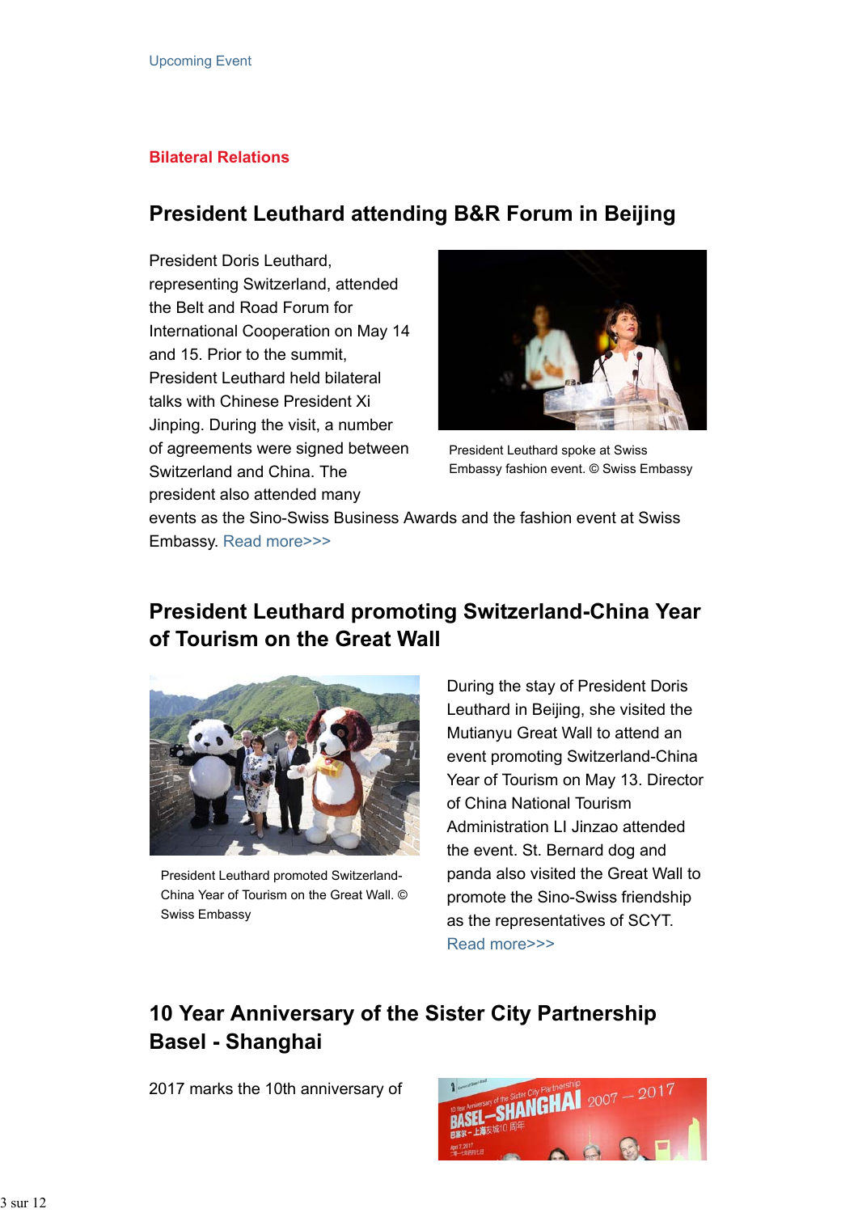Upcoming Event

## Bilateral Relations

## President Leuthard attending B&R Forum in Beijing

President Doris Leuthard, representing Switzerland, attended the Belt and Road Forum for International Cooperation on May 14 and 15. Prior to the summit, President Leuthard held bilateral talks with Chinese President Xi Jinping. During the visit, a number of agreements were signed between Switzerland and China. The president also attended many events as the Sino-Swiss Business Awards and the fashion event at Swiss Embassy. Read more>>>

President Leuthard spoke at Swiss Embassy fashion event. © Swiss Embassy

## President Leuthard promoting Switzerland-China Year of Tourism on the Great Wall

President Leuthard promoted Switzerland-China Year of Tourism on the Great Wall. © Swiss Embassy

During the stay of President Doris Leuthard in Beijing, she visited the Mutianyu Great Wall to attend an event promoting Switzerland-China Year of Tourism on May 13. Director of China National Tourism Administration LI Jinzao attended the event. St. Bernard dog and panda also visited the Great Wall to promote the Sino-Swiss friendship as the representatives of SCYT. Read more>>>

## 10 Year Anniversary of the Sister City Partnership Basel - Shanghai

2017 marks the 10th anniversary of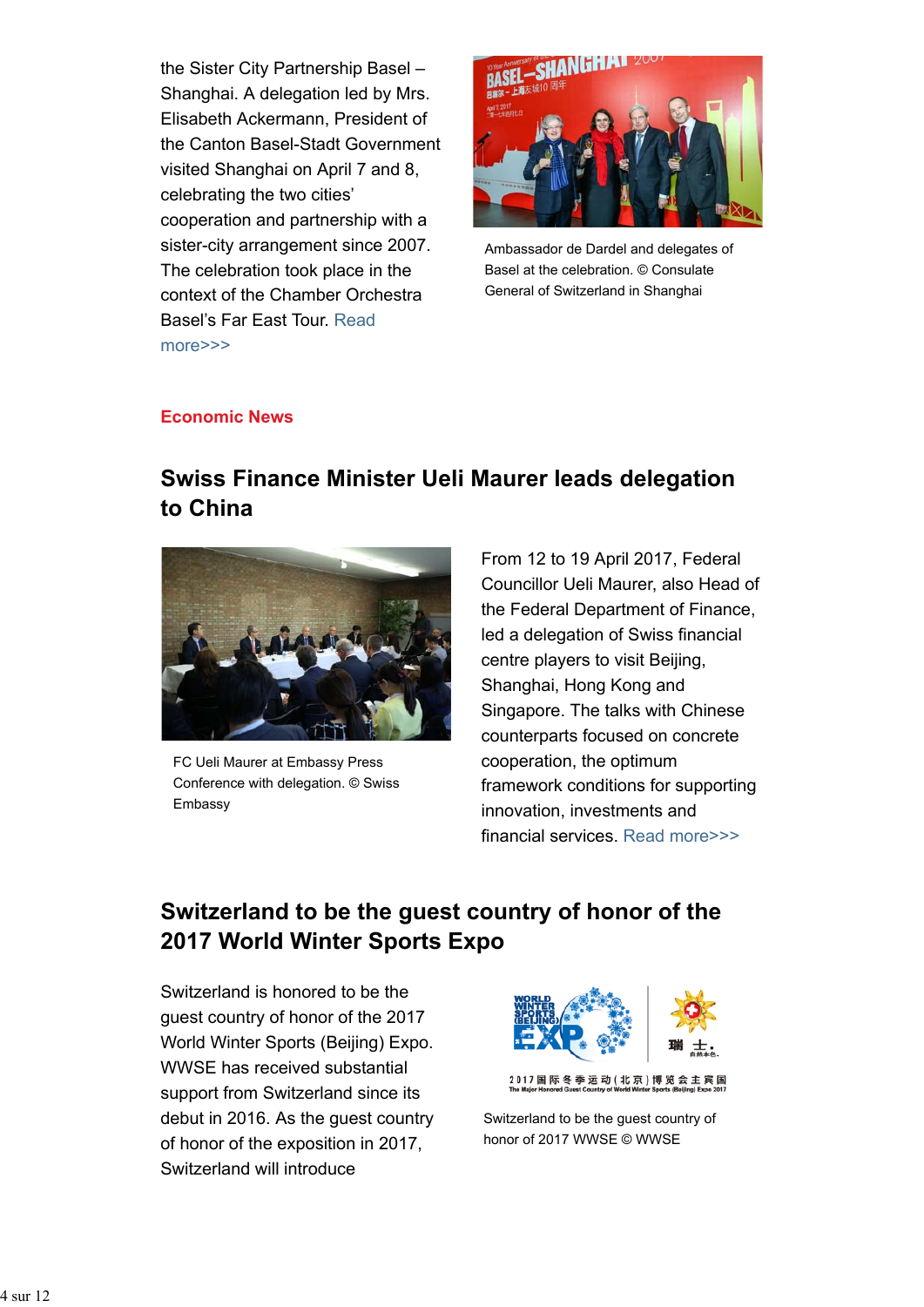the Sister City Partnership Basel – Shanghai. A delegation led by Mrs. Elisabeth Ackermann, President of the Canton Basel-Stadt Government visited Shanghai on April 7 and 8, celebrating the two cities' cooperation and partnership with a sister-city arrangement since 2007. The celebration took place in the context of the Chamber Orchestra Basel's Far East Tour. Read more>>>

Ambassador de Dardel and delegates of Basel at the celebration. © Consulate General of Switzerland in Shanghai

## Economic News

### Swiss Finance Minister Ueli Maurer leads delegation to China

FC Ueli Maurer at Embassy Press Conference with delegation. © Swiss Embassy

From 12 to 19 April 2017, Federal Councillor Ueli Maurer, also Head of the Federal Department of Finance, led a delegation of Swiss financial centre players to visit Beijing, Shanghai, Hong Kong and Singapore. The talks with Chinese counterparts focused on concrete cooperation, the optimum framework conditions for supporting innovation, investments and financial services. Read more>>>

### Switzerland to be the guest country of honor of the 2017 World Winter Sports Expo

Switzerland is honored to be the guest country of honor of the 2017 World Winter Sports (Beijing) Expo. WWSE has received substantial support from Switzerland since its debut in 2016. As the guest country of honor of the exposition in 2017, Switzerland will introduce

Switzerland to be the guest country of honor of 2017 WWSE © WWSE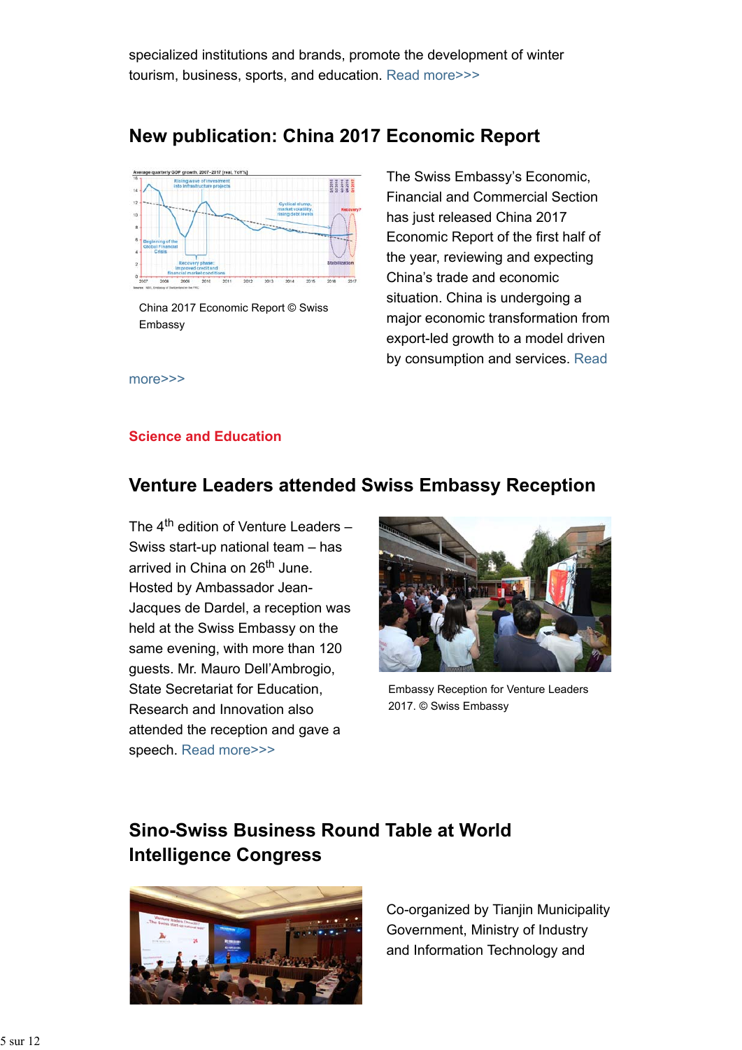specialized institutions and brands, promote the development of winter tourism, business, sports, and education. Read more>>>

## New publication: China 2017 Economic Report

China 2017 Economic Report © Swiss Embassy

The Swiss Embassy's Economic, Financial and Commercial Section has just released China 2017 Economic Report of the first half of the year, reviewing and expecting China's trade and economic situation. China is undergoing a major economic transformation from export-led growth to a model driven by consumption and services. Read more>>>

**Science and Education**

## Venture Leaders attended Swiss Embassy Reception

The 4th edition of Venture Leaders – Swiss start-up national team – has arrived in China on 26th June. Hosted by Ambassador Jean-Jacques de Dardel, a reception was held at the Swiss Embassy on the same evening, with more than 120 guests. Mr. Mauro Dell'Ambrogio, State Secretariat for Education, Research and Innovation also attended the reception and gave a speech. Read more>>>

Embassy Reception for Venture Leaders 2017. © Swiss Embassy

## Sino-Swiss Business Round Table at World Intelligence Congress

Co-organized by Tianjin Municipality Government, Ministry of Industry and Information Technology and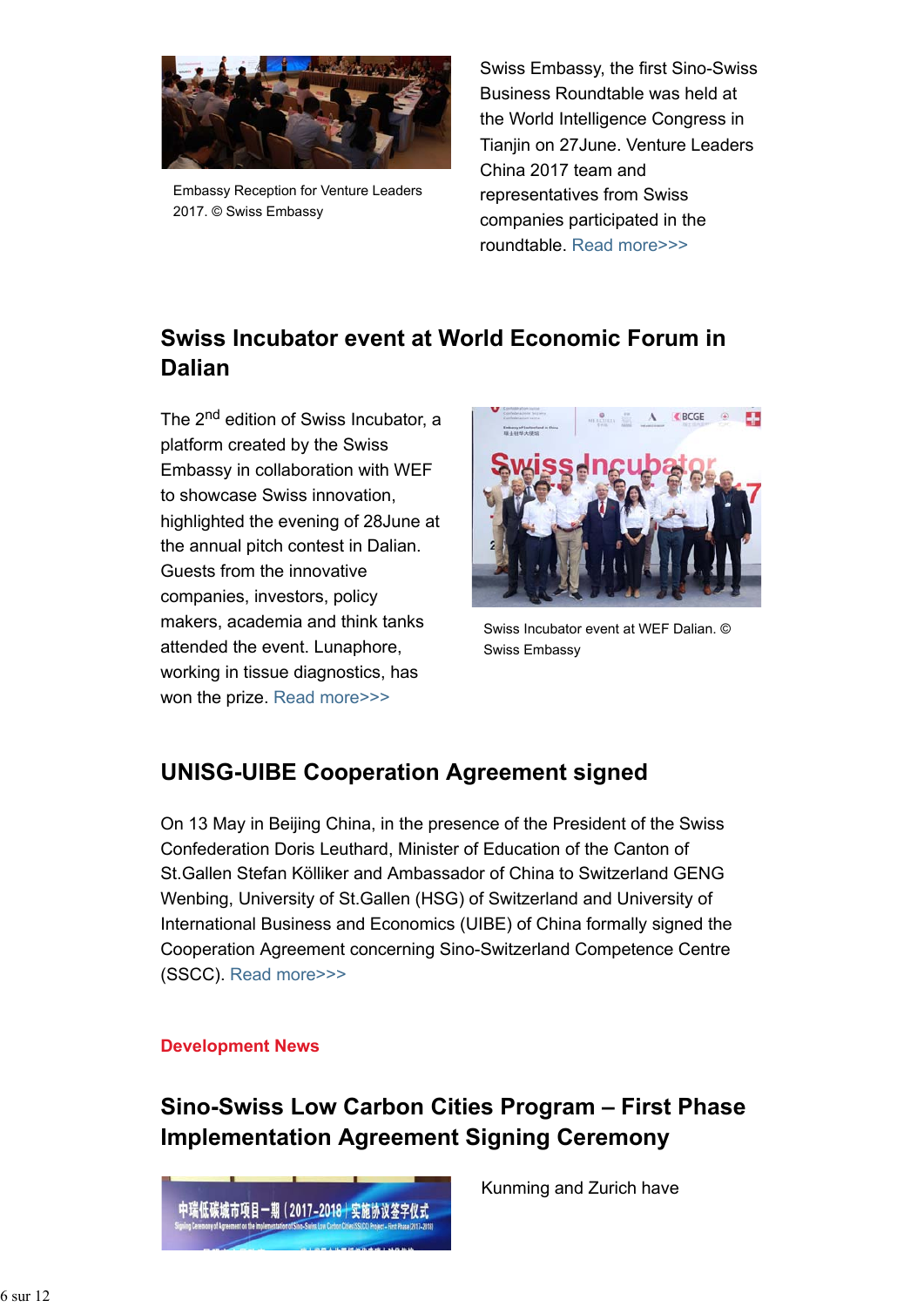Embassy Reception for Venture Leaders 2017. © Swiss Embassy

Swiss Embassy, the first Sino-Swiss Business Roundtable was held at the World Intelligence Congress in Tianjin on 27June. Venture Leaders China 2017 team and representatives from Swiss companies participated in the roundtable. Read more>>>

## Swiss Incubator event at World Economic Forum in Dalian

The 2nd edition of Swiss Incubator, a platform created by the Swiss Embassy in collaboration with WEF to showcase Swiss innovation, highlighted the evening of 28June at the annual pitch contest in Dalian. Guests from the innovative companies, investors, policy makers, academia and think tanks attended the event. Lunaphore, working in tissue diagnostics, has won the prize. Read more>>>

Swiss Incubator event at WEF Dalian. © Swiss Embassy

## UNISG-UIBE Cooperation Agreement signed

On 13 May in Beijing China, in the presence of the President of the Swiss Confederation Doris Leuthard, Minister of Education of the Canton of St.Gallen Stefan Kölliker and Ambassador of China to Switzerland GENG Wenbing, University of St.Gallen (HSG) of Switzerland and University of International Business and Economics (UIBE) of China formally signed the Cooperation Agreement concerning Sino-Switzerland Competence Centre (SSCC). Read more>>>

**Development News**

## Sino-Swiss Low Carbon Cities Program – First Phase Implementation Agreement Signing Ceremony

Kunming and Zurich have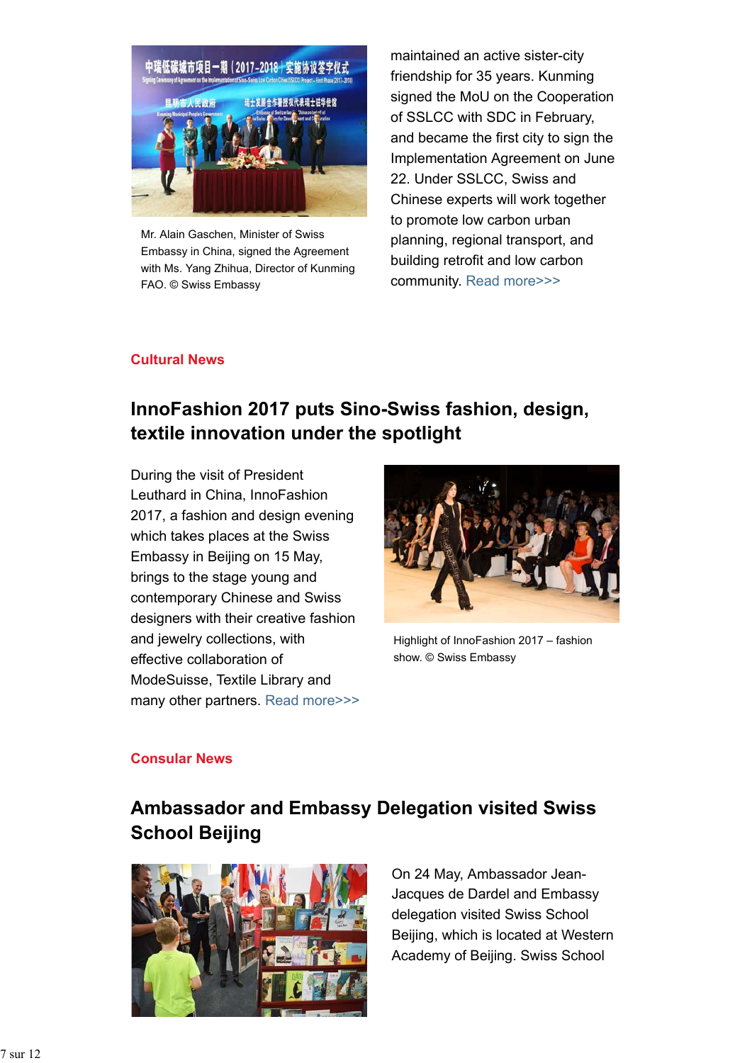Mr. Alain Gaschen, Minister of Swiss Embassy in China, signed the Agreement with Ms. Yang Zhihua, Director of Kunming FAO. © Swiss Embassy

maintained an active sister-city friendship for 35 years. Kunming signed the MoU on the Cooperation of SSLCC with SDC in February, and became the first city to sign the Implementation Agreement on June 22. Under SSLCC, Swiss and Chinese experts will work together to promote low carbon urban planning, regional transport, and building retrofit and low carbon community. Read more>>>

**Cultural News**

## InnoFashion 2017 puts Sino-Swiss fashion, design, textile innovation under the spotlight

During the visit of President Leuthard in China, InnoFashion 2017, a fashion and design evening which takes places at the Swiss Embassy in Beijing on 15 May, brings to the stage young and contemporary Chinese and Swiss designers with their creative fashion and jewelry collections, with effective collaboration of ModeSuisse, Textile Library and many other partners. Read more>>>

Highlight of InnoFashion 2017 – fashion show. © Swiss Embassy

**Consular News**

## Ambassador and Embassy Delegation visited Swiss School Beijing

On 24 May, Ambassador Jean-Jacques de Dardel and Embassy delegation visited Swiss School Beijing, which is located at Western Academy of Beijing. Swiss School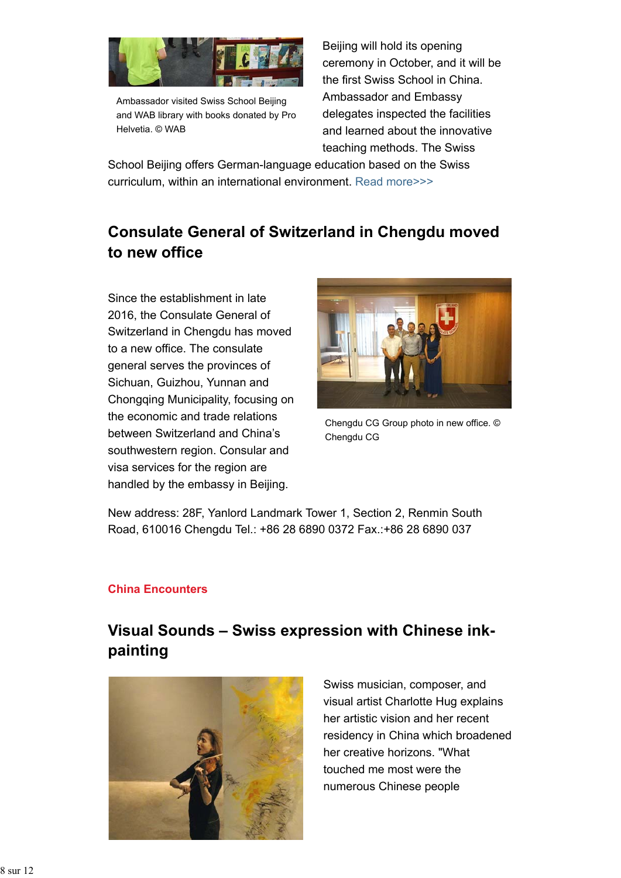Ambassador visited Swiss School Beijing and WAB library with books donated by Pro Helvetia. © WAB

Beijing will hold its opening ceremony in October, and it will be the first Swiss School in China. Ambassador and Embassy delegates inspected the facilities and learned about the innovative teaching methods. The Swiss School Beijing offers German-language education based on the Swiss curriculum, within an international environment. Read more>>>

## Consulate General of Switzerland in Chengdu moved to new office

Since the establishment in late 2016, the Consulate General of Switzerland in Chengdu has moved to a new office. The consulate general serves the provinces of Sichuan, Guizhou, Yunnan and Chongqing Municipality, focusing on the economic and trade relations between Switzerland and China's southwestern region. Consular and visa services for the region are handled by the embassy in Beijing.

Chengdu CG Group photo in new office. © Chengdu CG

New address: 28F, Yanlord Landmark Tower 1, Section 2, Renmin South Road, 610016 Chengdu Tel.: +86 28 6890 0372 Fax.:+86 28 6890 037

**China Encounters**

## Visual Sounds – Swiss expression with Chinese ink-painting

Swiss musician, composer, and visual artist Charlotte Hug explains her artistic vision and her recent residency in China which broadened her creative horizons. "What touched me most were the numerous Chinese people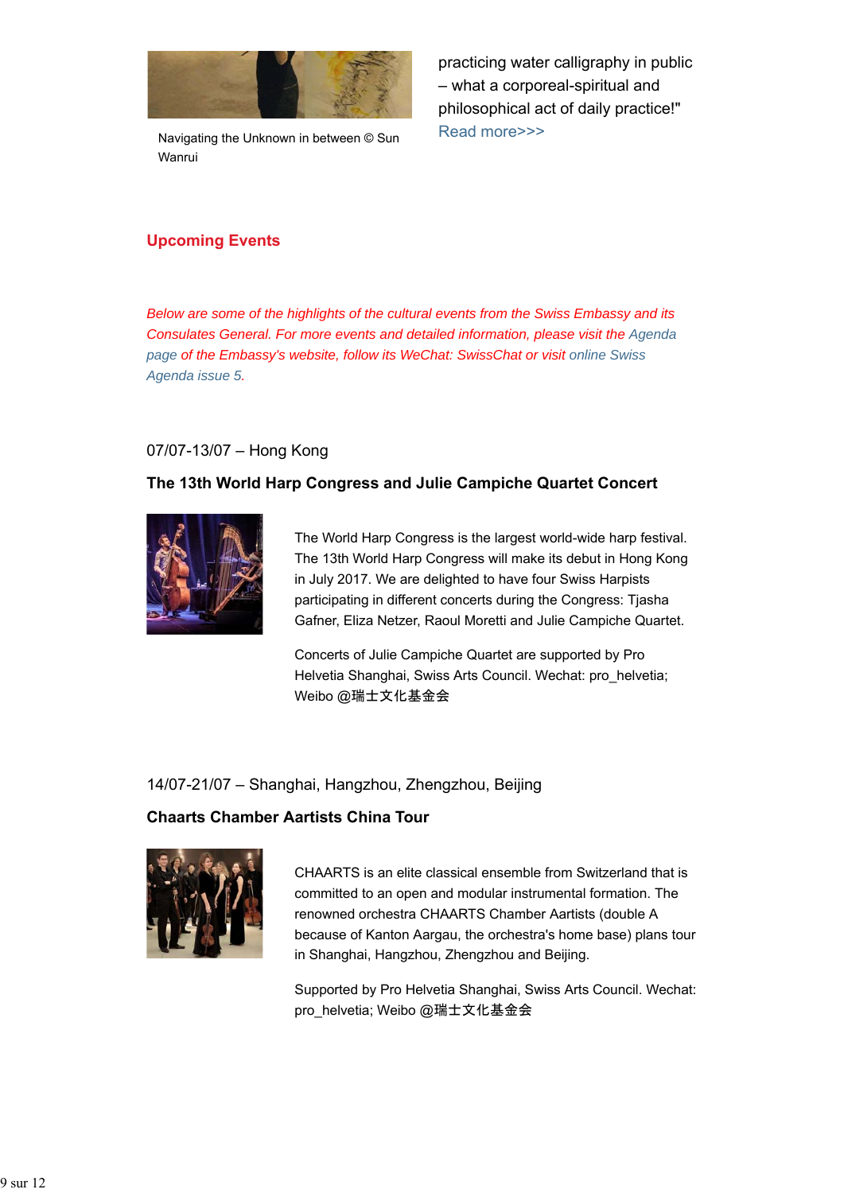Navigating the Unknown in between © Sun Wanrui

practicing water calligraphy in public – what a corporeal-spiritual and philosophical act of daily practice!" Read more>>>

## Upcoming Events

*Below are some of the highlights of the cultural events from the Swiss Embassy and its Consulates General. For more events and detailed information, please visit the Agenda page of the Embassy's website, follow its WeChat: SwissChat or visit online Swiss Agenda issue 5.*

07/07-13/07 – Hong Kong

**The 13th World Harp Congress and Julie Campiche Quartet Concert**

The World Harp Congress is the largest world-wide harp festival. The 13th World Harp Congress will make its debut in Hong Kong in July 2017. We are delighted to have four Swiss Harpists participating in different concerts during the Congress: Tjasha Gafner, Eliza Netzer, Raoul Moretti and Julie Campiche Quartet.

Concerts of Julie Campiche Quartet are supported by Pro Helvetia Shanghai, Swiss Arts Council. Wechat: pro_helvetia; Weibo @瑞士文化基金会

14/07-21/07 – Shanghai, Hangzhou, Zhengzhou, Beijing

**Chaarts Chamber Aartists China Tour**

CHAARTS is an elite classical ensemble from Switzerland that is committed to an open and modular instrumental formation. The renowned orchestra CHAARTS Chamber Aartists (double A because of Kanton Aargau, the orchestra's home base) plans tour in Shanghai, Hangzhou, Zhengzhou and Beijing.

Supported by Pro Helvetia Shanghai, Swiss Arts Council. Wechat: pro_helvetia; Weibo @瑞士文化基金会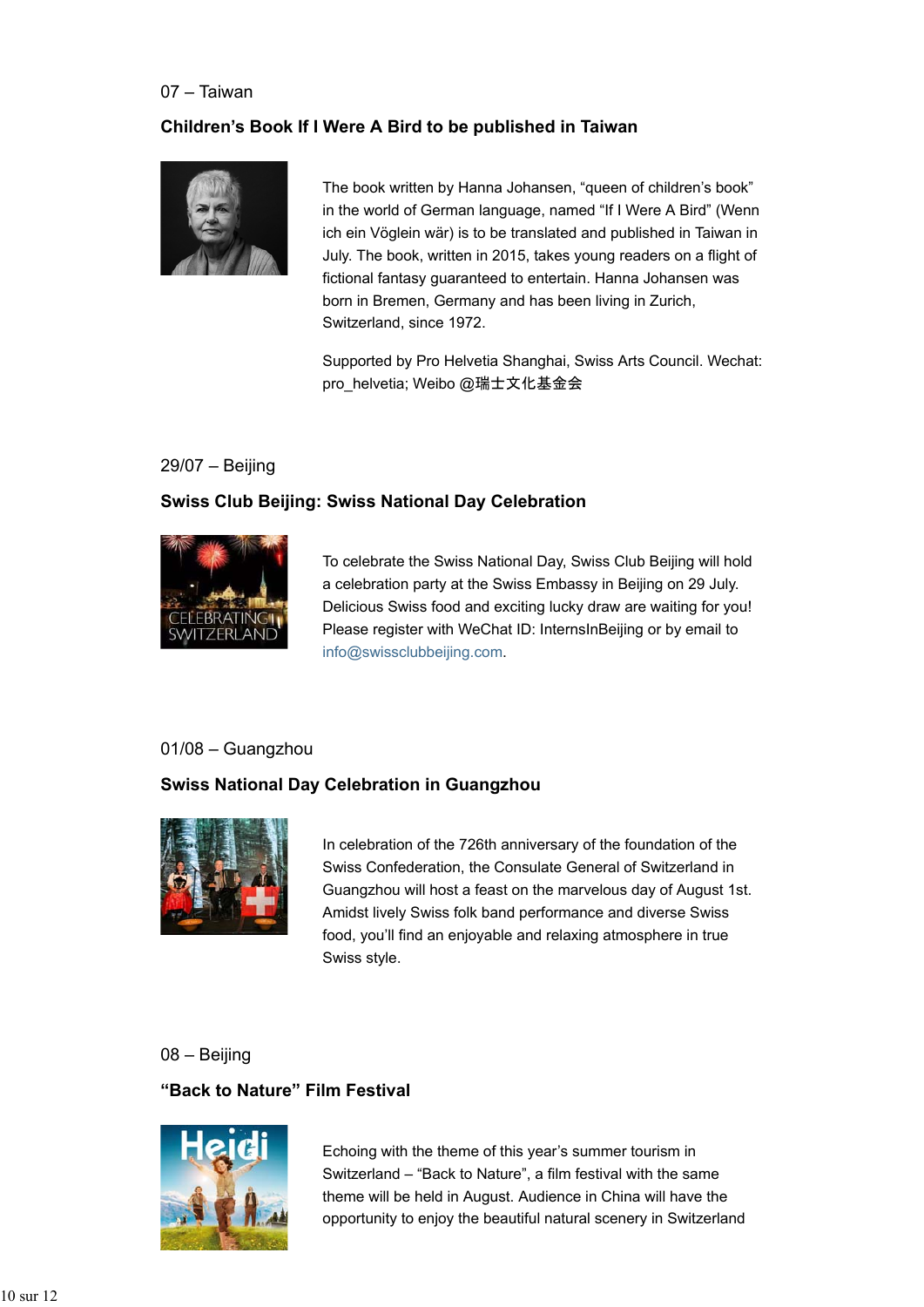07 – Taiwan

**Children's Book If I Were A Bird to be published in Taiwan**

The book written by Hanna Johansen, "queen of children's book" in the world of German language, named "If I Were A Bird" (Wenn ich ein Vöglein wär) is to be translated and published in Taiwan in July. The book, written in 2015, takes young readers on a flight of fictional fantasy guaranteed to entertain. Hanna Johansen was born in Bremen, Germany and has been living in Zurich, Switzerland, since 1972.

Supported by Pro Helvetia Shanghai, Swiss Arts Council. Wechat: pro_helvetia; Weibo @瑞士文化基金会

29/07 – Beijing

**Swiss Club Beijing: Swiss National Day Celebration**

To celebrate the Swiss National Day, Swiss Club Beijing will hold a celebration party at the Swiss Embassy in Beijing on 29 July. Delicious Swiss food and exciting lucky draw are waiting for you! Please register with WeChat ID: InternsInBeijing or by email to info@swissclubbeijing.com.

01/08 – Guangzhou

**Swiss National Day Celebration in Guangzhou**

In celebration of the 726th anniversary of the foundation of the Swiss Confederation, the Consulate General of Switzerland in Guangzhou will host a feast on the marvelous day of August 1st. Amidst lively Swiss folk band performance and diverse Swiss food, you'll find an enjoyable and relaxing atmosphere in true Swiss style.

08 – Beijing

**"Back to Nature" Film Festival**

Echoing with the theme of this year's summer tourism in Switzerland – "Back to Nature", a film festival with the same theme will be held in August. Audience in China will have the opportunity to enjoy the beautiful natural scenery in Switzerland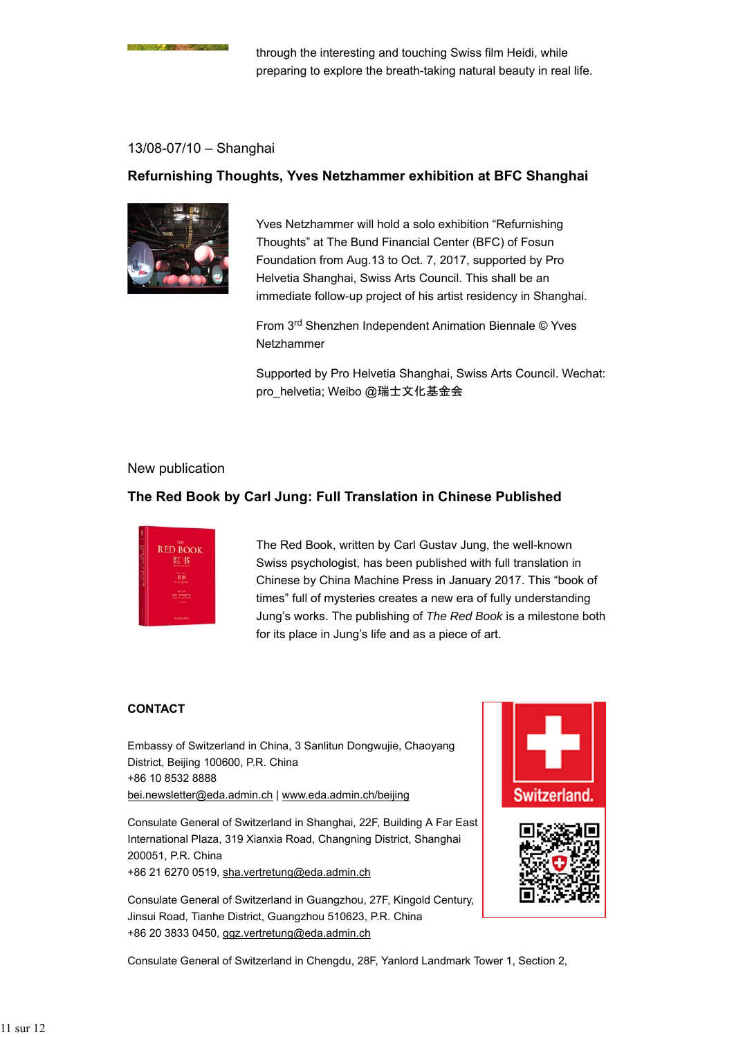through the interesting and touching Swiss film Heidi, while preparing to explore the breath-taking natural beauty in real life.

13/08-07/10 – Shanghai

**Refurnishing Thoughts, Yves Netzhammer exhibition at BFC Shanghai**

Yves Netzhammer will hold a solo exhibition “Refurnishing Thoughts” at The Bund Financial Center (BFC) of Fosun Foundation from Aug.13 to Oct. 7, 2017, supported by Pro Helvetia Shanghai, Swiss Arts Council. This shall be an immediate follow-up project of his artist residency in Shanghai.

From 3rd Shenzhen Independent Animation Biennale © Yves Netzhammer

Supported by Pro Helvetia Shanghai, Swiss Arts Council. Wechat: pro_helvetia; Weibo @瑞士文化基金会

New publication

**The Red Book by Carl Jung: Full Translation in Chinese Published**

The Red Book, written by Carl Gustav Jung, the well-known Swiss psychologist, has been published with full translation in Chinese by China Machine Press in January 2017. This “book of times” full of mysteries creates a new era of fully understanding Jung’s works. The publishing of *The Red Book* is a milestone both for its place in Jung’s life and as a piece of art.

**CONTACT**

Embassy of Switzerland in China, 3 Sanlitun Dongwujie, Chaoyang District, Beijing 100600, P.R. China
+86 10 8532 8888
bei.newsletter@eda.admin.ch | www.eda.admin.ch/beijing

Consulate General of Switzerland in Shanghai, 22F, Building A Far East International Plaza, 319 Xianxia Road, Changning District, Shanghai 200051, P.R. China
+86 21 6270 0519, sha.vertretung@eda.admin.ch

Consulate General of Switzerland in Guangzhou, 27F, Kingold Century, Jinsui Road, Tianhe District, Guangzhou 510623, P.R. China
+86 20 3833 0450, ggz.vertretung@eda.admin.ch

Switzerland.

Consulate General of Switzerland in Chengdu, 28F, Yanlord Landmark Tower 1, Section 2,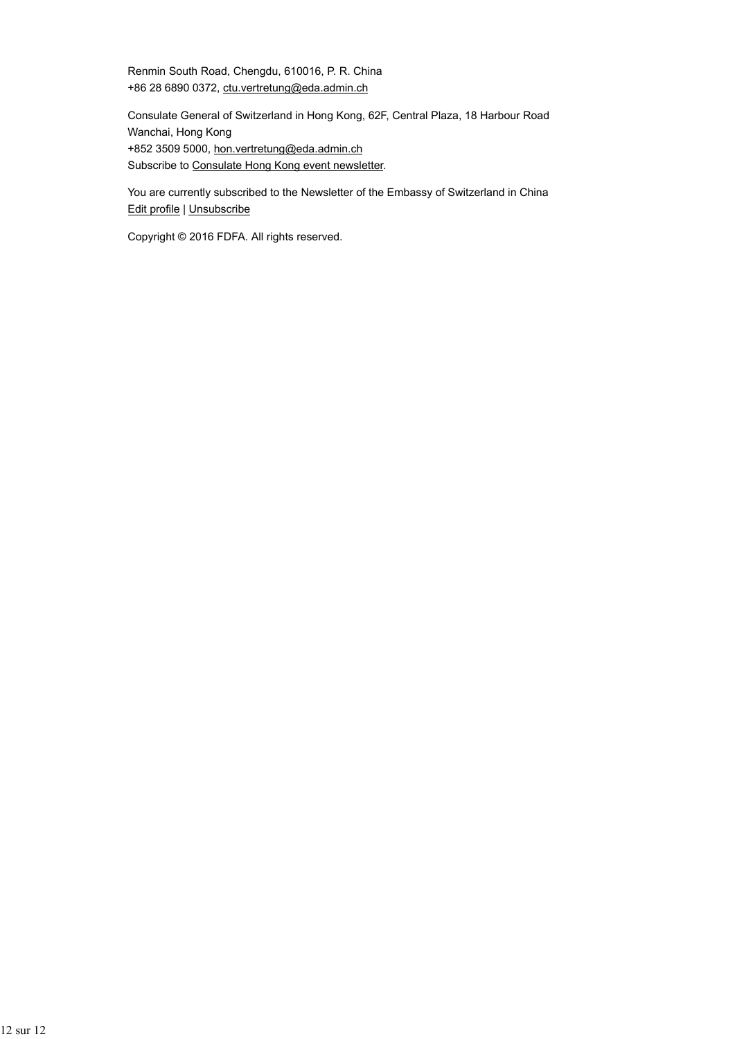Renmin South Road, Chengdu, 610016, P. R. China
+86 28 6890 0372, ctu.vertretung@eda.admin.ch

Consulate General of Switzerland in Hong Kong, 62F, Central Plaza, 18 Harbour Road
Wanchai, Hong Kong
+852 3509 5000, hon.vertretung@eda.admin.ch
Subscribe to Consulate Hong Kong event newsletter.

You are currently subscribed to the Newsletter of the Embassy of Switzerland in China
Edit profile | Unsubscribe

Copyright © 2016 FDFA. All rights reserved.